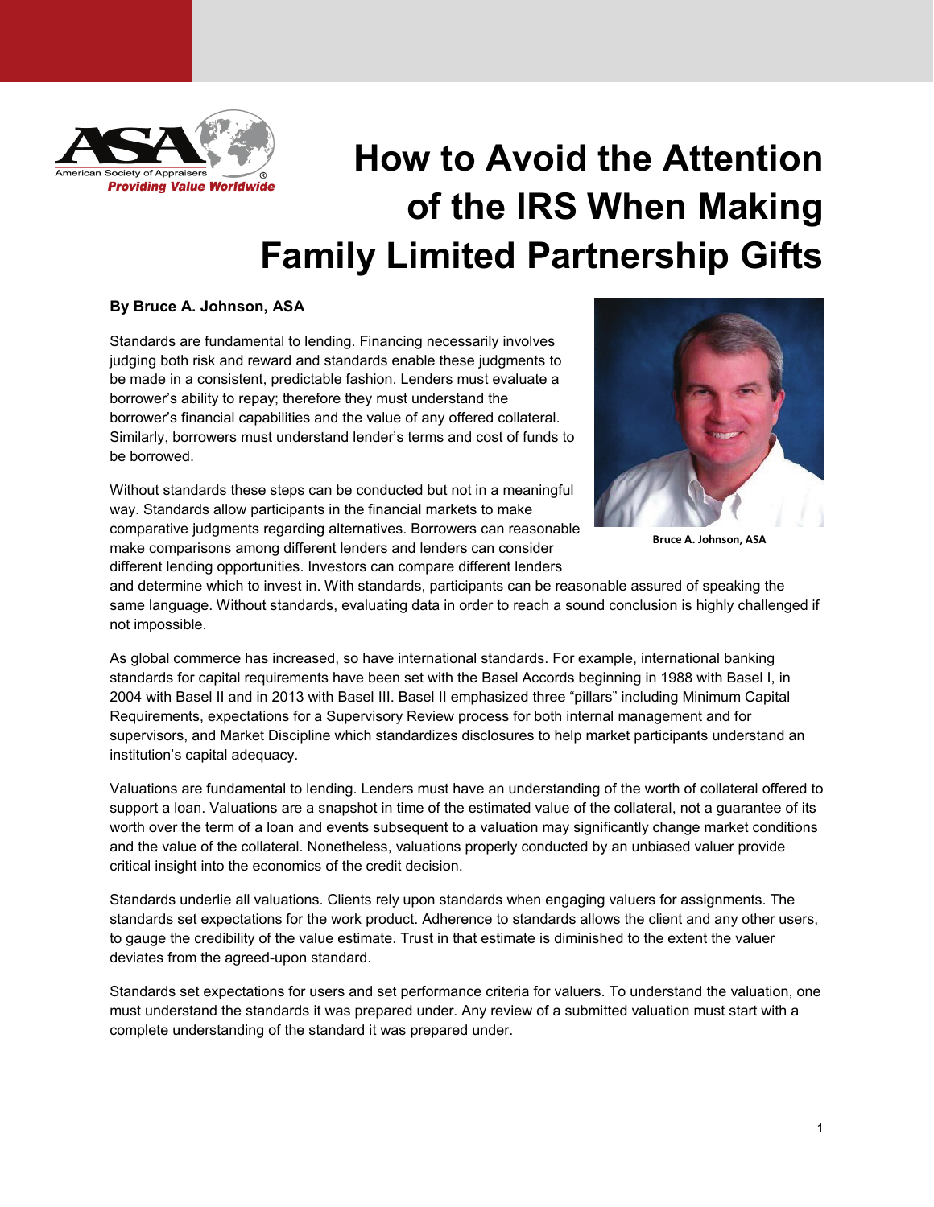# How to Avoid the Attention of the IRS When Making Family Limited Partnership Gifts

**By Bruce A. Johnson, ASA**

Standards are fundamental to lending. Financing necessarily involves judging both risk and reward and standards enable these judgments to be made in a consistent, predictable fashion. Lenders must evaluate a borrower's ability to repay; therefore they must understand the borrower's financial capabilities and the value of any offered collateral. Similarly, borrowers must understand lender's terms and cost of funds to be borrowed.

Without standards these steps can be conducted but not in a meaningful way. Standards allow participants in the financial markets to make comparative judgments regarding alternatives. Borrowers can reasonable make comparisons among different lenders and lenders can consider different lending opportunities. Investors can compare different lenders and determine which to invest in. With standards, participants can be reasonable assured of speaking the same language. Without standards, evaluating data in order to reach a sound conclusion is highly challenged if not impossible.

Bruce A. Johnson, ASA

As global commerce has increased, so have international standards. For example, international banking standards for capital requirements have been set with the Basel Accords beginning in 1988 with Basel I, in 2004 with Basel II and in 2013 with Basel III. Basel II emphasized three "pillars" including Minimum Capital Requirements, expectations for a Supervisory Review process for both internal management and for supervisors, and Market Discipline which standardizes disclosures to help market participants understand an institution's capital adequacy.

Valuations are fundamental to lending. Lenders must have an understanding of the worth of collateral offered to support a loan. Valuations are a snapshot in time of the estimated value of the collateral, not a guarantee of its worth over the term of a loan and events subsequent to a valuation may significantly change market conditions and the value of the collateral. Nonetheless, valuations properly conducted by an unbiased valuer provide critical insight into the economics of the credit decision.

Standards underlie all valuations. Clients rely upon standards when engaging valuers for assignments. The standards set expectations for the work product. Adherence to standards allows the client and any other users, to gauge the credibility of the value estimate. Trust in that estimate is diminished to the extent the valuer deviates from the agreed-upon standard.

Standards set expectations for users and set performance criteria for valuers. To understand the valuation, one must understand the standards it was prepared under. Any review of a submitted valuation must start with a complete understanding of the standard it was prepared under.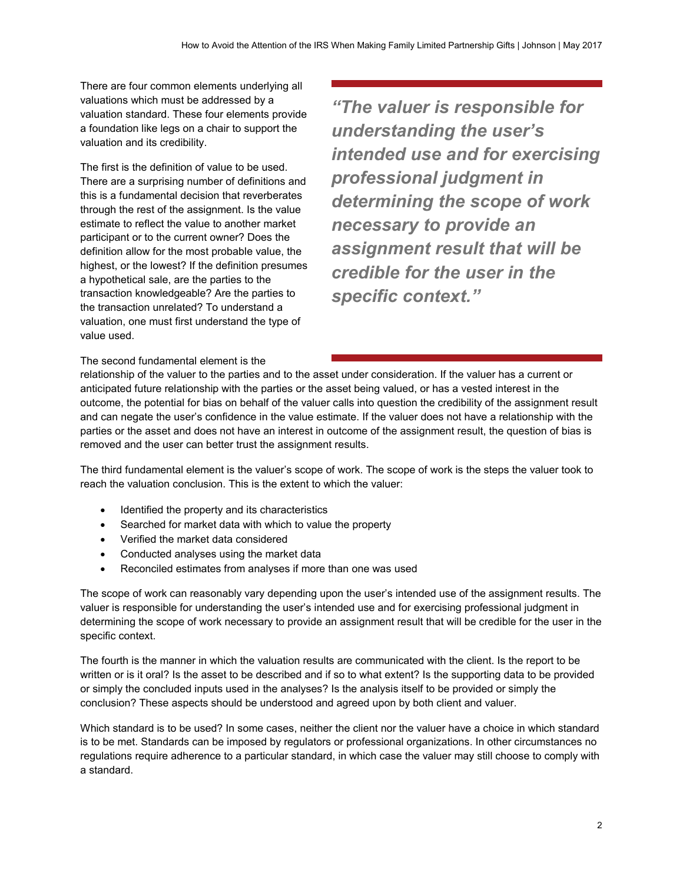There are four common elements underlying all valuations which must be addressed by a valuation standard. These four elements provide a foundation like legs on a chair to support the valuation and its credibility.

> ***"The valuer is responsible for understanding the user's intended use and for exercising professional judgment in determining the scope of work necessary to provide an assignment result that will be credible for the user in the specific context."***

The first is the definition of value to be used. There are a surprising number of definitions and this is a fundamental decision that reverberates through the rest of the assignment. Is the value estimate to reflect the value to another market participant or to the current owner? Does the definition allow for the most probable value, the highest, or the lowest? If the definition presumes a hypothetical sale, are the parties to the transaction knowledgeable? Are the parties to the transaction unrelated? To understand a valuation, one must first understand the type of value used.

The second fundamental element is the relationship of the valuer to the parties and to the asset under consideration. If the valuer has a current or anticipated future relationship with the parties or the asset being valued, or has a vested interest in the outcome, the potential for bias on behalf of the valuer calls into question the credibility of the assignment result and can negate the user's confidence in the value estimate. If the valuer does not have a relationship with the parties or the asset and does not have an interest in outcome of the assignment result, the question of bias is removed and the user can better trust the assignment results.

The third fundamental element is the valuer's scope of work. The scope of work is the steps the valuer took to reach the valuation conclusion. This is the extent to which the valuer:

- Identified the property and its characteristics
- Searched for market data with which to value the property
- Verified the market data considered
- Conducted analyses using the market data
- Reconciled estimates from analyses if more than one was used

The scope of work can reasonably vary depending upon the user's intended use of the assignment results. The valuer is responsible for understanding the user's intended use and for exercising professional judgment in determining the scope of work necessary to provide an assignment result that will be credible for the user in the specific context.

The fourth is the manner in which the valuation results are communicated with the client. Is the report to be written or is it oral? Is the asset to be described and if so to what extent? Is the supporting data to be provided or simply the concluded inputs used in the analyses? Is the analysis itself to be provided or simply the conclusion? These aspects should be understood and agreed upon by both client and valuer.

Which standard is to be used? In some cases, neither the client nor the valuer have a choice in which standard is to be met. Standards can be imposed by regulators or professional organizations. In other circumstances no regulations require adherence to a particular standard, in which case the valuer may still choose to comply with a standard.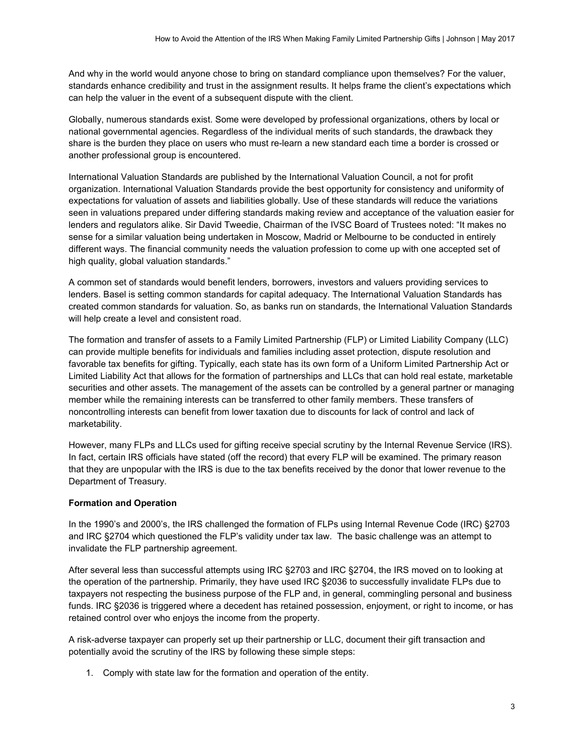And why in the world would anyone chose to bring on standard compliance upon themselves? For the valuer, standards enhance credibility and trust in the assignment results. It helps frame the client's expectations which can help the valuer in the event of a subsequent dispute with the client.

Globally, numerous standards exist. Some were developed by professional organizations, others by local or national governmental agencies. Regardless of the individual merits of such standards, the drawback they share is the burden they place on users who must re-learn a new standard each time a border is crossed or another professional group is encountered.

International Valuation Standards are published by the International Valuation Council, a not for profit organization. International Valuation Standards provide the best opportunity for consistency and uniformity of expectations for valuation of assets and liabilities globally. Use of these standards will reduce the variations seen in valuations prepared under differing standards making review and acceptance of the valuation easier for lenders and regulators alike. Sir David Tweedie, Chairman of the IVSC Board of Trustees noted: "It makes no sense for a similar valuation being undertaken in Moscow, Madrid or Melbourne to be conducted in entirely different ways. The financial community needs the valuation profession to come up with one accepted set of high quality, global valuation standards."

A common set of standards would benefit lenders, borrowers, investors and valuers providing services to lenders. Basel is setting common standards for capital adequacy. The International Valuation Standards has created common standards for valuation. So, as banks run on standards, the International Valuation Standards will help create a level and consistent road.

The formation and transfer of assets to a Family Limited Partnership (FLP) or Limited Liability Company (LLC) can provide multiple benefits for individuals and families including asset protection, dispute resolution and favorable tax benefits for gifting. Typically, each state has its own form of a Uniform Limited Partnership Act or Limited Liability Act that allows for the formation of partnerships and LLCs that can hold real estate, marketable securities and other assets. The management of the assets can be controlled by a general partner or managing member while the remaining interests can be transferred to other family members. These transfers of noncontrolling interests can benefit from lower taxation due to discounts for lack of control and lack of marketability.

However, many FLPs and LLCs used for gifting receive special scrutiny by the Internal Revenue Service (IRS). In fact, certain IRS officials have stated (off the record) that every FLP will be examined. The primary reason that they are unpopular with the IRS is due to the tax benefits received by the donor that lower revenue to the Department of Treasury.

**Formation and Operation**

In the 1990's and 2000's, the IRS challenged the formation of FLPs using Internal Revenue Code (IRC) §2703 and IRC §2704 which questioned the FLP's validity under tax law. The basic challenge was an attempt to invalidate the FLP partnership agreement.

After several less than successful attempts using IRC §2703 and IRC §2704, the IRS moved on to looking at the operation of the partnership. Primarily, they have used IRC §2036 to successfully invalidate FLPs due to taxpayers not respecting the business purpose of the FLP and, in general, commingling personal and business funds. IRC §2036 is triggered where a decedent has retained possession, enjoyment, or right to income, or has retained control over who enjoys the income from the property.

A risk-adverse taxpayer can properly set up their partnership or LLC, document their gift transaction and potentially avoid the scrutiny of the IRS by following these simple steps:

1. Comply with state law for the formation and operation of the entity.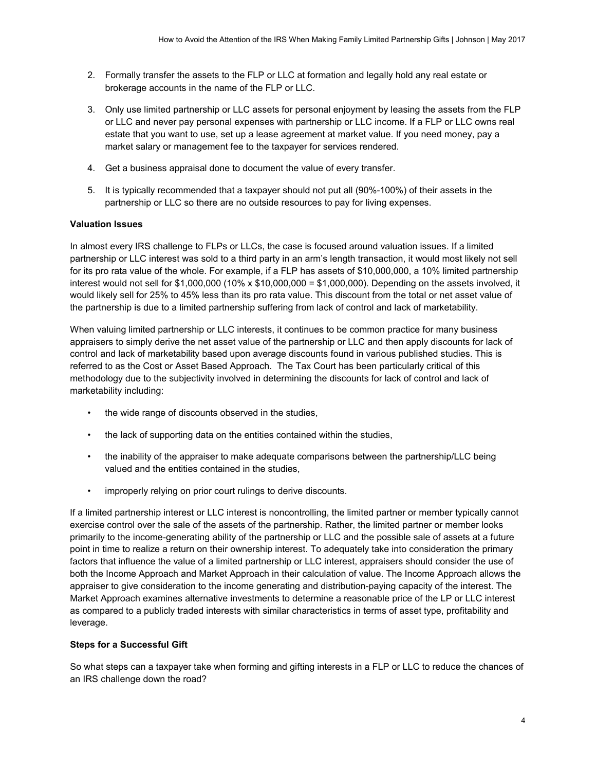2. Formally transfer the assets to the FLP or LLC at formation and legally hold any real estate or brokerage accounts in the name of the FLP or LLC.

3. Only use limited partnership or LLC assets for personal enjoyment by leasing the assets from the FLP or LLC and never pay personal expenses with partnership or LLC income. If a FLP or LLC owns real estate that you want to use, set up a lease agreement at market value. If you need money, pay a market salary or management fee to the taxpayer for services rendered.

4. Get a business appraisal done to document the value of every transfer.

5. It is typically recommended that a taxpayer should not put all (90%-100%) of their assets in the partnership or LLC so there are no outside resources to pay for living expenses.

**Valuation Issues**

In almost every IRS challenge to FLPs or LLCs, the case is focused around valuation issues. If a limited partnership or LLC interest was sold to a third party in an arm's length transaction, it would most likely not sell for its pro rata value of the whole. For example, if a FLP has assets of $10,000,000, a 10% limited partnership interest would not sell for $1,000,000 (10% x $10,000,000 = $1,000,000). Depending on the assets involved, it would likely sell for 25% to 45% less than its pro rata value. This discount from the total or net asset value of the partnership is due to a limited partnership suffering from lack of control and lack of marketability.

When valuing limited partnership or LLC interests, it continues to be common practice for many business appraisers to simply derive the net asset value of the partnership or LLC and then apply discounts for lack of control and lack of marketability based upon average discounts found in various published studies. This is referred to as the Cost or Asset Based Approach. The Tax Court has been particularly critical of this methodology due to the subjectivity involved in determining the discounts for lack of control and lack of marketability including:

- the wide range of discounts observed in the studies,
- the lack of supporting data on the entities contained within the studies,
- the inability of the appraiser to make adequate comparisons between the partnership/LLC being valued and the entities contained in the studies,
- improperly relying on prior court rulings to derive discounts.

If a limited partnership interest or LLC interest is noncontrolling, the limited partner or member typically cannot exercise control over the sale of the assets of the partnership. Rather, the limited partner or member looks primarily to the income-generating ability of the partnership or LLC and the possible sale of assets at a future point in time to realize a return on their ownership interest. To adequately take into consideration the primary factors that influence the value of a limited partnership or LLC interest, appraisers should consider the use of both the Income Approach and Market Approach in their calculation of value. The Income Approach allows the appraiser to give consideration to the income generating and distribution-paying capacity of the interest. The Market Approach examines alternative investments to determine a reasonable price of the LP or LLC interest as compared to a publicly traded interests with similar characteristics in terms of asset type, profitability and leverage.

**Steps for a Successful Gift**

So what steps can a taxpayer take when forming and gifting interests in a FLP or LLC to reduce the chances of an IRS challenge down the road?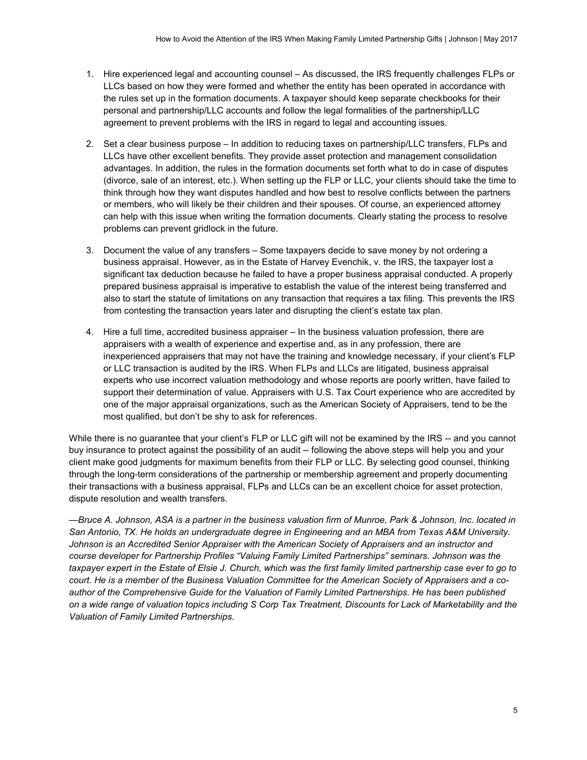1. Hire experienced legal and accounting counsel – As discussed, the IRS frequently challenges FLPs or LLCs based on how they were formed and whether the entity has been operated in accordance with the rules set up in the formation documents. A taxpayer should keep separate checkbooks for their personal and partnership/LLC accounts and follow the legal formalities of the partnership/LLC agreement to prevent problems with the IRS in regard to legal and accounting issues.

2. Set a clear business purpose – In addition to reducing taxes on partnership/LLC transfers, FLPs and LLCs have other excellent benefits. They provide asset protection and management consolidation advantages. In addition, the rules in the formation documents set forth what to do in case of disputes (divorce, sale of an interest, etc.). When setting up the FLP or LLC, your clients should take the time to think through how they want disputes handled and how best to resolve conflicts between the partners or members, who will likely be their children and their spouses. Of course, an experienced attorney can help with this issue when writing the formation documents. Clearly stating the process to resolve problems can prevent gridlock in the future.

3. Document the value of any transfers – Some taxpayers decide to save money by not ordering a business appraisal. However, as in the Estate of Harvey Evenchik, v. the IRS, the taxpayer lost a significant tax deduction because he failed to have a proper business appraisal conducted. A properly prepared business appraisal is imperative to establish the value of the interest being transferred and also to start the statute of limitations on any transaction that requires a tax filing. This prevents the IRS from contesting the transaction years later and disrupting the client's estate tax plan.

4. Hire a full time, accredited business appraiser – In the business valuation profession, there are appraisers with a wealth of experience and expertise and, as in any profession, there are inexperienced appraisers that may not have the training and knowledge necessary, if your client's FLP or LLC transaction is audited by the IRS. When FLPs and LLCs are litigated, business appraisal experts who use incorrect valuation methodology and whose reports are poorly written, have failed to support their determination of value. Appraisers with U.S. Tax Court experience who are accredited by one of the major appraisal organizations, such as the American Society of Appraisers, tend to be the most qualified, but don't be shy to ask for references.

While there is no guarantee that your client's FLP or LLC gift will not be examined by the IRS -- and you cannot buy insurance to protect against the possibility of an audit -- following the above steps will help you and your client make good judgments for maximum benefits from their FLP or LLC. By selecting good counsel, thinking through the long-term considerations of the partnership or membership agreement and properly documenting their transactions with a business appraisal, FLPs and LLCs can be an excellent choice for asset protection, dispute resolution and wealth transfers.

*—Bruce A. Johnson, ASA is a partner in the business valuation firm of Munroe, Park & Johnson, Inc. located in San Antonio, TX. He holds an undergraduate degree in Engineering and an MBA from Texas A&M University. Johnson is an Accredited Senior Appraiser with the American Society of Appraisers and an instructor and course developer for Partnership Profiles "Valuing Family Limited Partnerships" seminars. Johnson was the taxpayer expert in the Estate of Elsie J. Church, which was the first family limited partnership case ever to go to court. He is a member of the Business Valuation Committee for the American Society of Appraisers and a co-author of the Comprehensive Guide for the Valuation of Family Limited Partnerships. He has been published on a wide range of valuation topics including S Corp Tax Treatment, Discounts for Lack of Marketability and the Valuation of Family Limited Partnerships.*